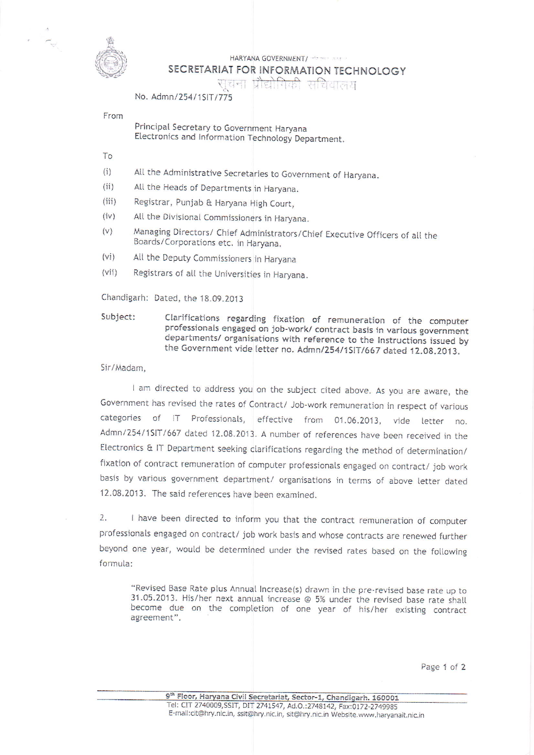HARYANA GOVERNMENT/

# SECRETARIAT FOR INFORMATION TECHNOLOGY

सूचना प्रौद्योगिकी सचिवालय

No. Admn/254/1SIT/775

From

Principal Secretary to Government Haryana
Electronics and Information Technology Department.

To

(i) All the Administrative Secretaries to Government of Haryana.

(ii) All the Heads of Departments in Haryana.

(iii) Registrar, Punjab & Haryana High Court,

(iv) All the Divisional Commissioners in Haryana.

(v) Managing Directors/ Chief Administrators/Chief Executive Officers of all the Boards/Corporations etc. in Haryana.

(vi) All the Deputy Commissioners in Haryana

(vii) Registrars of all the Universities in Haryana.

Chandigarh: Dated, the 18.09.2013

Subject: Clarifications regarding fixation of remuneration of the computer professionals engaged on job-work/ contract basis in various government departments/ organisations with reference to the Instructions issued by the Government vide letter no. Admn/254/1SIT/667 dated 12.08.2013.

Sir/Madam,

I am directed to address you on the subject cited above. As you are aware, the Government has revised the rates of Contract/ Job-work remuneration in respect of various categories of IT Professionals, effective from 01.06.2013, vide letter no. Admn/254/1SIT/667 dated 12.08.2013. A number of references have been received in the Electronics & IT Department seeking clarifications regarding the method of determination/ fixation of contract remuneration of computer professionals engaged on contract/ job work basis by various government department/ organisations in terms of above letter dated 12.08.2013. The said references have been examined.

2. I have been directed to inform you that the contract remuneration of computer professionals engaged on contract/ job work basis and whose contracts are renewed further beyond one year, would be determined under the revised rates based on the following formula:

> "Revised Base Rate plus Annual Increase(s) drawn in the pre-revised base rate up to 31.05.2013. His/her next annual increase @ 5% under the revised base rate shall become due on the completion of one year of his/her existing contract agreement".

9th Floor, Haryana Civil Secretariat, Sector-1, Chandigarh. 160001
Tel: CIT 2740009,SSIT, DIT 2741547, Ad.O.:2748142, Fax:0172-2749985
E-mail:cit@hry.nic.in, ssit@hry.nic.in, sit@hry.nic.in Website.www.haryanait.nic.in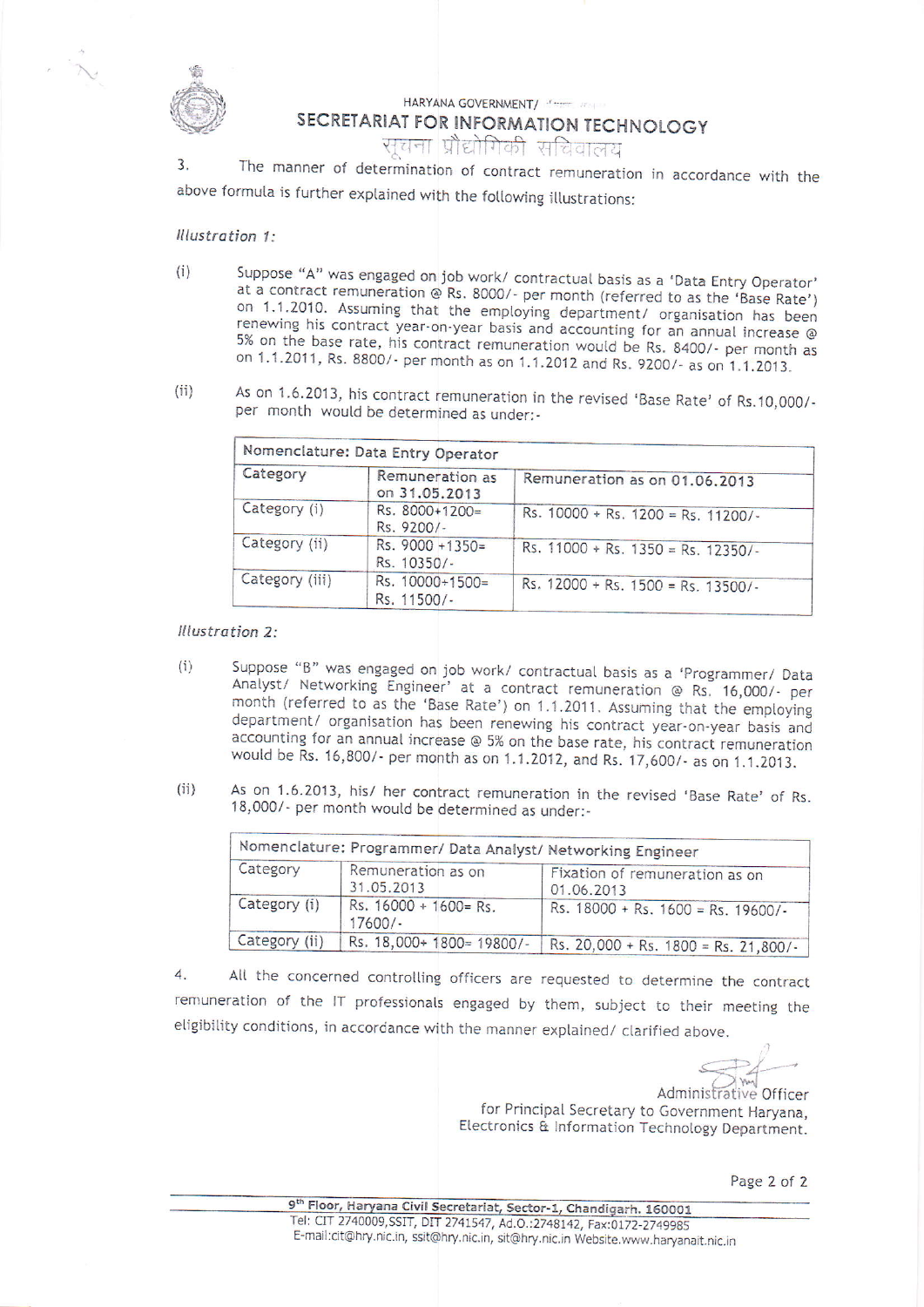HARYANA GOVERNMENT/

## SECRETARIAT FOR INFORMATION TECHNOLOGY

सूचना प्रौद्योगिकी सचिवालय

3. The manner of determination of contract remuneration in accordance with the above formula is further explained with the following illustrations:

*Illustration 1:*

(i) Suppose "A" was engaged on job work/ contractual basis as a 'Data Entry Operator' at a contract remuneration @ Rs. 8000/- per month (referred to as the 'Base Rate') on 1.1.2010. Assuming that the employing department/ organisation has been renewing his contract year-on-year basis and accounting for an annual increase @ 5% on the base rate, his contract remuneration would be Rs. 8400/- per month as on 1.1.2011, Rs. 8800/- per month as on 1.1.2012 and Rs. 9200/- as on 1.1.2013.

(ii) As on 1.6.2013, his contract remuneration in the revised 'Base Rate' of Rs.10,000/- per month would be determined as under:-

| Nomenclature: Data Entry Operator | | |
|---|---|---|
| Category | Remuneration as on 31.05.2013 | Remuneration as on 01.06.2013 |
| Category (i) | Rs. 8000+1200= Rs. 9200/- | Rs. 10000 + Rs. 1200 = Rs. 11200/- |
| Category (ii) | Rs. 9000 +1350= Rs. 10350/- | Rs. 11000 + Rs. 1350 = Rs. 12350/- |
| Category (iii) | Rs. 10000+1500= Rs. 11500/- | Rs. 12000 + Rs. 1500 = Rs. 13500/- |

*Illustration 2:*

(i) Suppose "B" was engaged on job work/ contractual basis as a 'Programmer/ Data Analyst/ Networking Engineer' at a contract remuneration @ Rs. 16,000/- per month (referred to as the 'Base Rate') on 1.1.2011. Assuming that the employing department/ organisation has been renewing his contract year-on-year basis and accounting for an annual increase @ 5% on the base rate, his contract remuneration would be Rs. 16,800/- per month as on 1.1.2012, and Rs. 17,600/- as on 1.1.2013.

(ii) As on 1.6.2013, his/ her contract remuneration in the revised 'Base Rate' of Rs. 18,000/- per month would be determined as under:-

| Nomenclature: Programmer/ Data Analyst/ Networking Engineer | | |
|---|---|---|
| Category | Remuneration as on 31.05.2013 | Fixation of remuneration as on 01.06.2013 |
| Category (i) | Rs. 16000 + 1600= Rs. 17600/- | Rs. 18000 + Rs. 1600 = Rs. 19600/- |
| Category (ii) | Rs. 18,000+ 1800= 19800/- | Rs. 20,000 + Rs. 1800 = Rs. 21,800/- |

4. All the concerned controlling officers are requested to determine the contract remuneration of the IT professionals engaged by them, subject to their meeting the eligibility conditions, in accordance with the manner explained/ clarified above.

Administrative Officer
for Principal Secretary to Government Haryana,
Electronics & Information Technology Department.

9th Floor, Haryana Civil Secretariat, Sector-1, Chandigarh. 160001
Tel: CIT 2740009,SSIT, DIT 2741547, Ad.O.:2748142, Fax:0172-2749985
E-mail:cit@hry.nic.in, ssit@hry.nic.in, sit@hry.nic.in Website.www.haryanait.nic.in